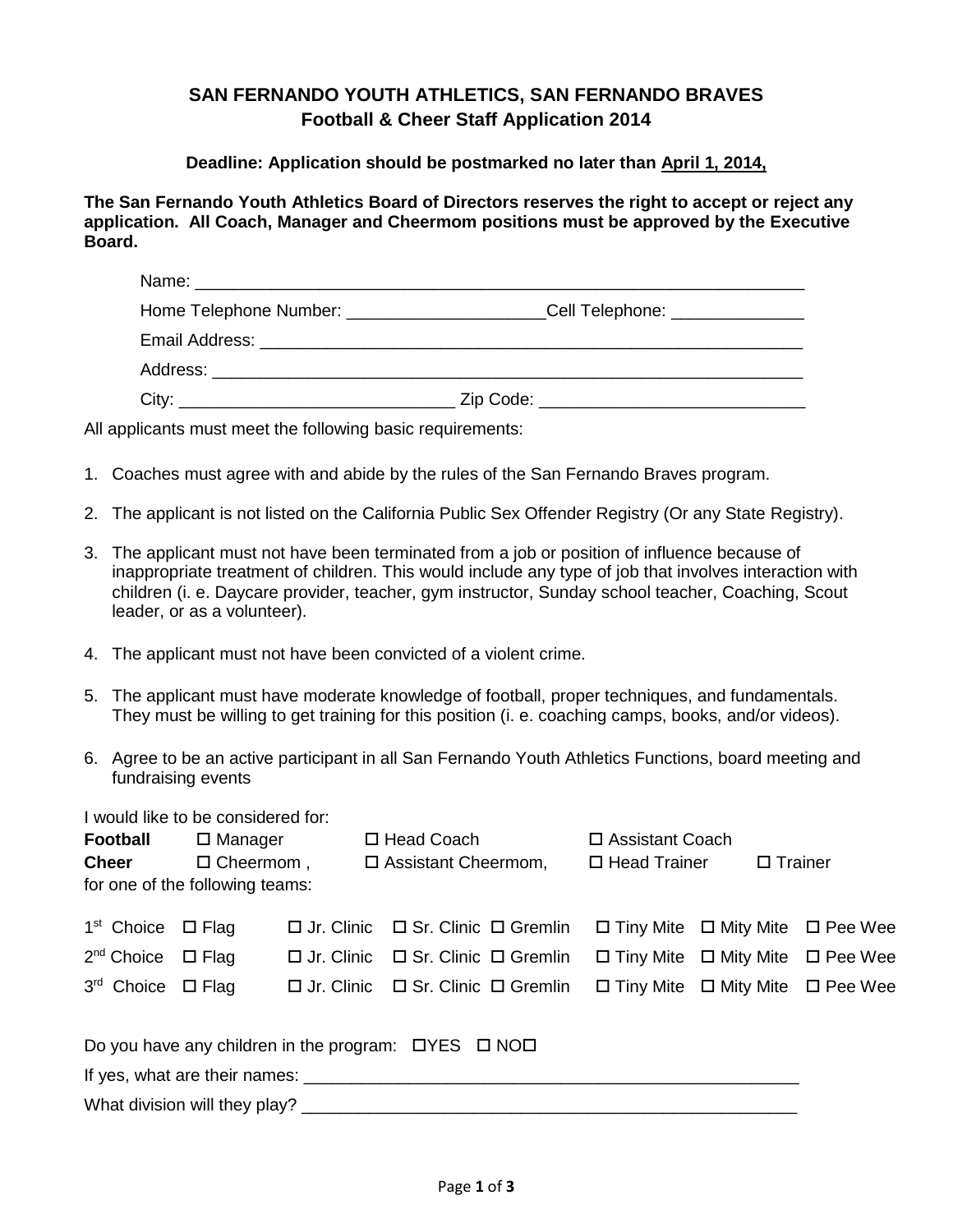# SAN FERNANDO YOUTH ATHLETICS, SAN FERNANDO BRAVES
## Football & Cheer Staff Application 2014

**Deadline: Application should be postmarked no later than April 1, 2014,**

**The San Fernando Youth Athletics Board of Directors reserves the right to accept or reject any application. All Coach, Manager and Cheermom positions must be approved by the Executive Board.**

Name: ____________________________________________________________________

Home Telephone Number: _____________________Cell Telephone: ______________

Email Address: _____________________________________________________________

Address: __________________________________________________________________

City: _____________________________ Zip Code: ____________________________

All applicants must meet the following basic requirements:

1. Coaches must agree with and abide by the rules of the San Fernando Braves program.
2. The applicant is not listed on the California Public Sex Offender Registry (Or any State Registry).
3. The applicant must not have been terminated from a job or position of influence because of inappropriate treatment of children. This would include any type of job that involves interaction with children (i. e. Daycare provider, teacher, gym instructor, Sunday school teacher, Coaching, Scout leader, or as a volunteer).
4. The applicant must not have been convicted of a violent crime.
5. The applicant must have moderate knowledge of football, proper techniques, and fundamentals. They must be willing to get training for this position (i. e. coaching camps, books, and/or videos).
6. Agree to be an active participant in all San Fernando Youth Athletics Functions, board meeting and fundraising events

I would like to be considered for:

**Football** ☐ Manager ☐ Head Coach ☐ Assistant Coach

**Cheer** ☐ Cheermom , ☐ Assistant Cheermom, ☐ Head Trainer ☐ Trainer

for one of the following teams:

1st Choice ☐ Flag ☐ Jr. Clinic ☐ Sr. Clinic ☐ Gremlin ☐ Tiny Mite ☐ Mity Mite ☐ Pee Wee

2nd Choice ☐ Flag ☐ Jr. Clinic ☐ Sr. Clinic ☐ Gremlin ☐ Tiny Mite ☐ Mity Mite ☐ Pee Wee

3rd Choice ☐ Flag ☐ Jr. Clinic ☐ Sr. Clinic ☐ Gremlin ☐ Tiny Mite ☐ Mity Mite ☐ Pee Wee

Do you have any children in the program: ☐YES ☐ NO☐

If yes, what are their names: ______________________________________________________

What division will they play? ______________________________________________________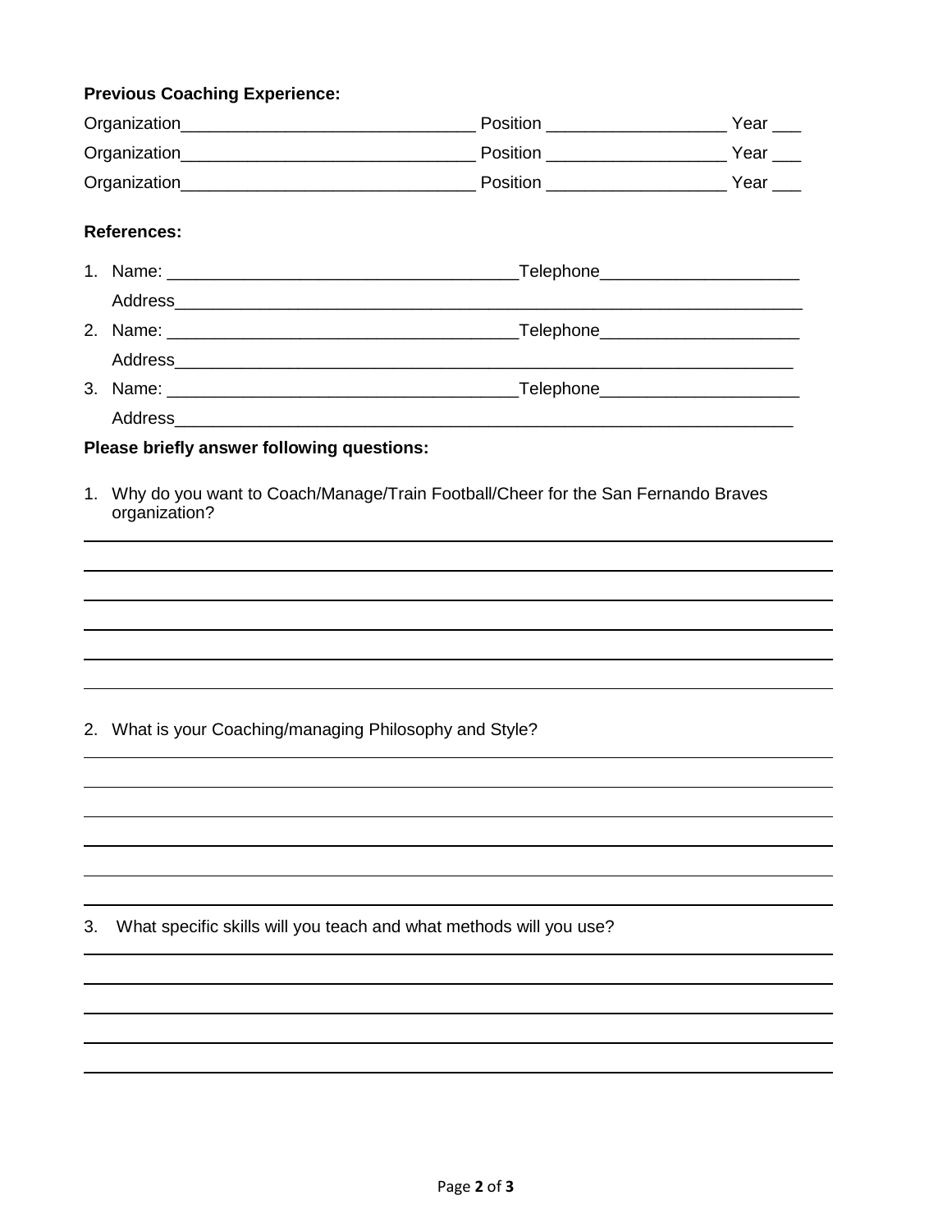**Previous Coaching Experience:**

Organization_______________________________ Position ___________________ Year ___

Organization_______________________________ Position ___________________ Year ___

Organization_______________________________ Position ___________________ Year ___

**References:**

1. Name: _____________________________________Telephone_____________________

   Address___________________________________________________________________

2. Name: _____________________________________Telephone_____________________

   Address__________________________________________________________________

3. Name: _____________________________________Telephone_____________________

   Address__________________________________________________________________

**Please briefly answer following questions:**

1. Why do you want to Coach/Manage/Train Football/Cheer for the San Fernando Braves organization?

______________________________________________________________________________

______________________________________________________________________________

______________________________________________________________________________

______________________________________________________________________________

______________________________________________________________________________

______________________________________________________________________________

2. What is your Coaching/managing Philosophy and Style?

______________________________________________________________________________

______________________________________________________________________________

______________________________________________________________________________

______________________________________________________________________________

______________________________________________________________________________

______________________________________________________________________________

3. What specific skills will you teach and what methods will you use?

______________________________________________________________________________

______________________________________________________________________________

______________________________________________________________________________

______________________________________________________________________________

______________________________________________________________________________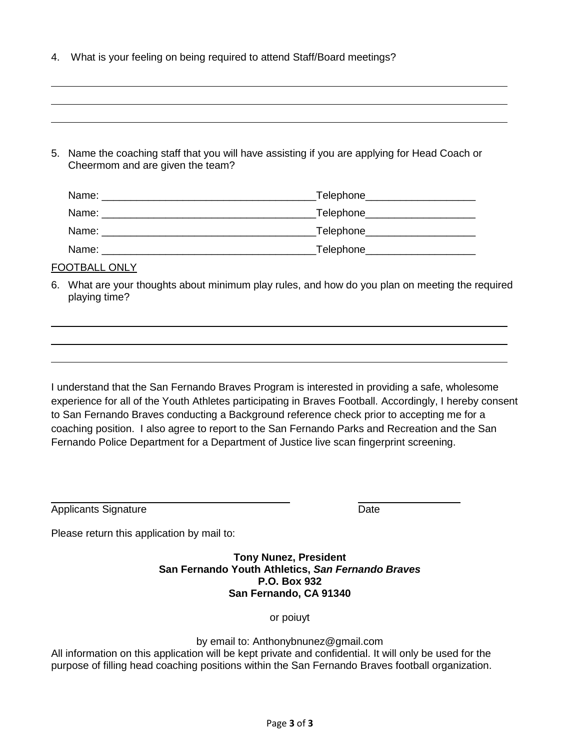4. What is your feeling on being required to attend Staff/Board meetings?

\_\_\_\_\_\_\_\_\_\_\_\_\_\_\_\_\_\_\_\_\_\_\_\_\_\_\_\_\_\_\_\_\_\_\_\_\_\_\_\_\_\_\_\_\_\_\_\_\_\_\_\_\_\_\_\_\_\_\_\_\_\_\_\_\_\_\_\_\_\_\_\_\_\_

\_\_\_\_\_\_\_\_\_\_\_\_\_\_\_\_\_\_\_\_\_\_\_\_\_\_\_\_\_\_\_\_\_\_\_\_\_\_\_\_\_\_\_\_\_\_\_\_\_\_\_\_\_\_\_\_\_\_\_\_\_\_\_\_\_\_\_\_\_\_\_\_\_\_

\_\_\_\_\_\_\_\_\_\_\_\_\_\_\_\_\_\_\_\_\_\_\_\_\_\_\_\_\_\_\_\_\_\_\_\_\_\_\_\_\_\_\_\_\_\_\_\_\_\_\_\_\_\_\_\_\_\_\_\_\_\_\_\_\_\_\_\_\_\_\_\_\_\_

5. Name the coaching staff that you will have assisting if you are applying for Head Coach or Cheermom and are given the team?

Name: \_\_\_\_\_\_\_\_\_\_\_\_\_\_\_\_\_\_\_\_\_\_\_\_\_\_\_\_\_\_\_\_\_\_\_\_\_Telephone\_\_\_\_\_\_\_\_\_\_\_\_\_\_\_\_\_\_\_

Name: \_\_\_\_\_\_\_\_\_\_\_\_\_\_\_\_\_\_\_\_\_\_\_\_\_\_\_\_\_\_\_\_\_\_\_\_\_Telephone\_\_\_\_\_\_\_\_\_\_\_\_\_\_\_\_\_\_\_

Name: \_\_\_\_\_\_\_\_\_\_\_\_\_\_\_\_\_\_\_\_\_\_\_\_\_\_\_\_\_\_\_\_\_\_\_\_\_Telephone\_\_\_\_\_\_\_\_\_\_\_\_\_\_\_\_\_\_\_

Name: \_\_\_\_\_\_\_\_\_\_\_\_\_\_\_\_\_\_\_\_\_\_\_\_\_\_\_\_\_\_\_\_\_\_\_\_\_Telephone\_\_\_\_\_\_\_\_\_\_\_\_\_\_\_\_\_\_\_

<u>FOOTBALL ONLY</u>

6. What are your thoughts about minimum play rules, and how do you plan on meeting the required playing time?

\_\_\_\_\_\_\_\_\_\_\_\_\_\_\_\_\_\_\_\_\_\_\_\_\_\_\_\_\_\_\_\_\_\_\_\_\_\_\_\_\_\_\_\_\_\_\_\_\_\_\_\_\_\_\_\_\_\_\_\_\_\_\_\_\_\_\_\_\_\_\_\_\_\_

\_\_\_\_\_\_\_\_\_\_\_\_\_\_\_\_\_\_\_\_\_\_\_\_\_\_\_\_\_\_\_\_\_\_\_\_\_\_\_\_\_\_\_\_\_\_\_\_\_\_\_\_\_\_\_\_\_\_\_\_\_\_\_\_\_\_\_\_\_\_\_\_\_\_

\_\_\_\_\_\_\_\_\_\_\_\_\_\_\_\_\_\_\_\_\_\_\_\_\_\_\_\_\_\_\_\_\_\_\_\_\_\_\_\_\_\_\_\_\_\_\_\_\_\_\_\_\_\_\_\_\_\_\_\_\_\_\_\_\_\_\_\_\_\_\_\_\_\_

I understand that the San Fernando Braves Program is interested in providing a safe, wholesome experience for all of the Youth Athletes participating in Braves Football. Accordingly, I hereby consent to San Fernando Braves conducting a Background reference check prior to accepting me for a coaching position. I also agree to report to the San Fernando Parks and Recreation and the San Fernando Police Department for a Department of Justice live scan fingerprint screening.

\_\_\_\_\_\_\_\_\_\_\_\_\_\_\_\_\_\_\_\_\_\_\_\_\_\_\_\_\_\_\_\_\_\_\_\_\_\_\_\_\_ \_\_\_\_\_\_\_\_\_\_\_\_\_\_\_\_\_\_\_\_

Applicants Signature Date

Please return this application by mail to:

**Tony Nunez, President**
**San Fernando Youth Athletics, *San Fernando Braves***
**P.O. Box 932**
**San Fernando, CA 91340**

or poiuyt

by email to: Anthonybnunez@gmail.com

All information on this application will be kept private and confidential. It will only be used for the purpose of filling head coaching positions within the San Fernando Braves football organization.